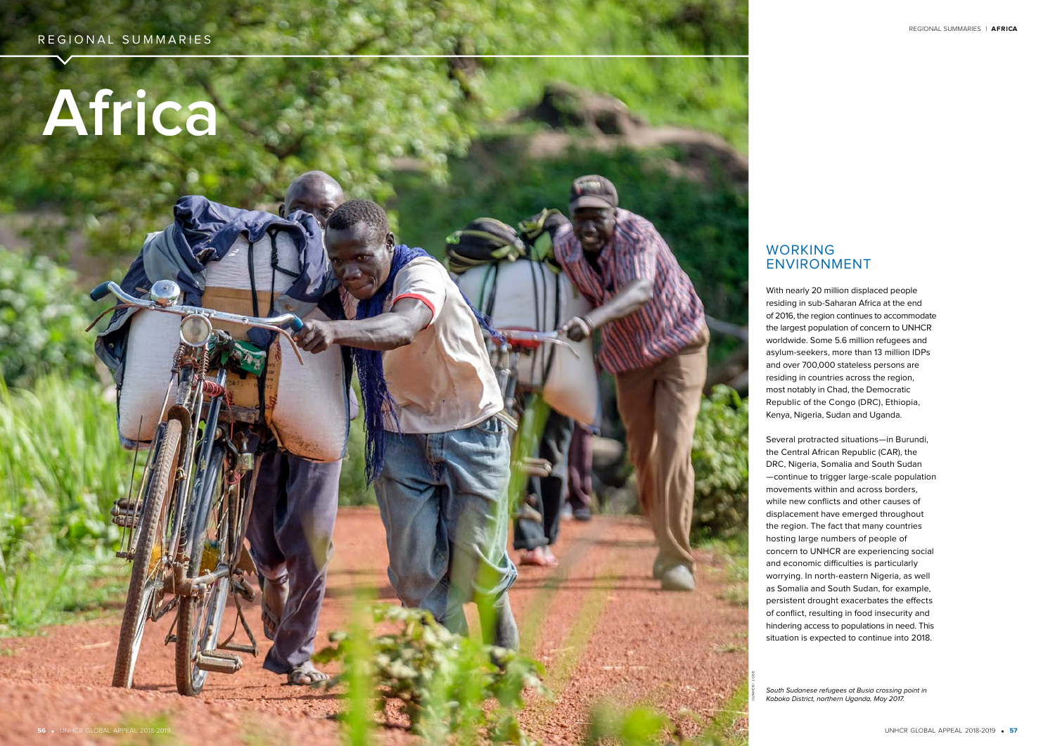# Africa

## WORKING ENVIRONMENT

With nearly 20 million displaced people residing in sub-Saharan Africa at the end of 2016, the region continues to accommodate the largest population of concern to UNHCR worldwide. Some 5.6 million refugees and asylum-seekers, more than 13 million IDPs and over 700,000 stateless persons are residing in countries across the region, most notably in Chad, the Democratic Republic of the Congo (DRC), Ethiopia, Kenya, Nigeria, Sudan and Uganda.

Several protracted situations—in Burundi, the Central African Republic (CAR), the DRC, Nigeria, Somalia and South Sudan—continue to trigger large-scale population movements within and across borders, while new conflicts and other causes of displacement have emerged throughout the region. The fact that many countries hosting large numbers of people of concern to UNHCR are experiencing social and economic difficulties is particularly worrying. In north-eastern Nigeria, as well as Somalia and South Sudan, for example, persistent drought exacerbates the effects of conflict, resulting in food insecurity and hindering access to populations in need. This situation is expected to continue into 2018.

*South Sudanese refugees at Busia crossing point in Koboko District, northern Uganda, May 2017.*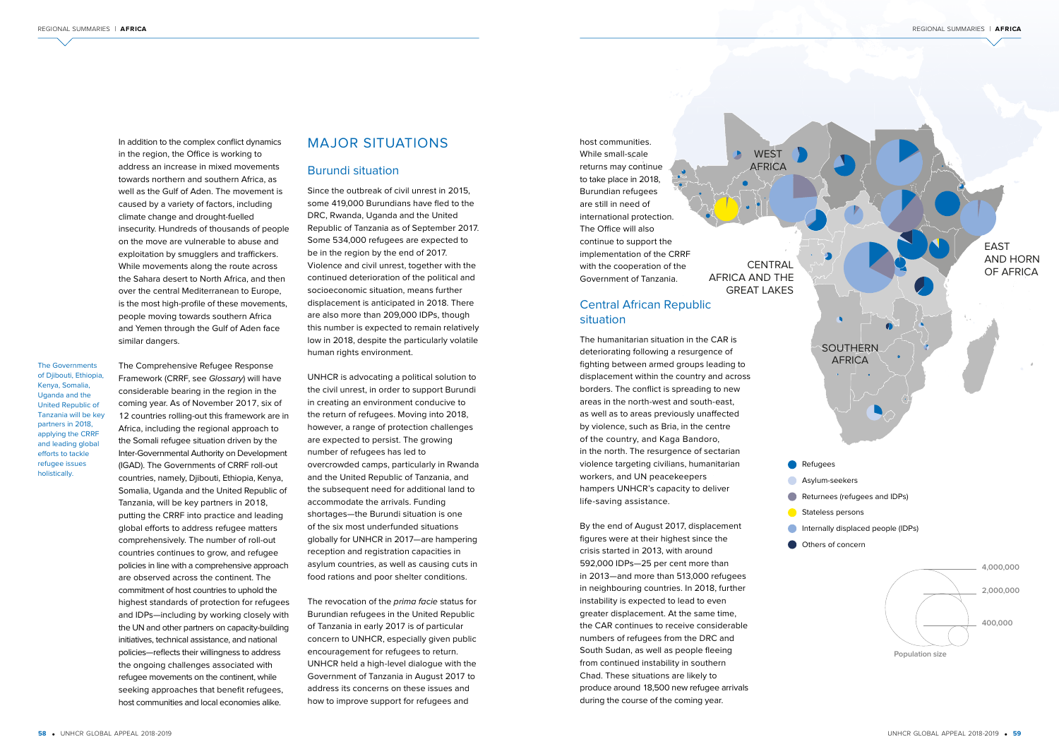In addition to the complex conflict dynamics in the region, the Office is working to address an increase in mixed movements towards northern and southern Africa, as well as the Gulf of Aden. The movement is caused by a variety of factors, including climate change and drought-fuelled insecurity. Hundreds of thousands of people on the move are vulnerable to abuse and exploitation by smugglers and traffickers. While movements along the route across the Sahara desert to North Africa, and then over the central Mediterranean to Europe, is the most high-profile of these movements, people moving towards southern Africa and Yemen through the Gulf of Aden face similar dangers.

The Governments of Djibouti, Ethiopia, Kenya, Somalia, Uganda and the United Republic of Tanzania will be key partners in 2018, applying the CRRF and leading global efforts to tackle refugee issues holistically.

The Comprehensive Refugee Response Framework (CRRF, see *Glossary*) will have considerable bearing in the region in the coming year. As of November 2017, six of 12 countries rolling-out this framework are in Africa, including the regional approach to the Somali refugee situation driven by the Inter-Governmental Authority on Development (IGAD). The Governments of CRRF roll-out countries, namely, Djibouti, Ethiopia, Kenya, Somalia, Uganda and the United Republic of Tanzania, will be key partners in 2018, putting the CRRF into practice and leading global efforts to address refugee matters comprehensively. The number of roll-out countries continues to grow, and refugee policies in line with a comprehensive approach are observed across the continent. The commitment of host countries to uphold the highest standards of protection for refugees and IDPs—including by working closely with the UN and other partners on capacity-building initiatives, technical assistance, and national policies—reflects their willingness to address the ongoing challenges associated with refugee movements on the continent, while seeking approaches that benefit refugees, host communities and local economies alike.

# MAJOR SITUATIONS

## Burundi situation

Since the outbreak of civil unrest in 2015, some 419,000 Burundians have fled to the DRC, Rwanda, Uganda and the United Republic of Tanzania as of September 2017. Some 534,000 refugees are expected to be in the region by the end of 2017. Violence and civil unrest, together with the continued deterioration of the political and socioeconomic situation, means further displacement is anticipated in 2018. There are also more than 209,000 IDPs, though this number is expected to remain relatively low in 2018, despite the particularly volatile human rights environment.

UNHCR is advocating a political solution to the civil unrest, in order to support Burundi in creating an environment conducive to the return of refugees. Moving into 2018, however, a range of protection challenges are expected to persist. The growing number of refugees has led to overcrowded camps, particularly in Rwanda and the United Republic of Tanzania, and the subsequent need for additional land to accommodate the arrivals. Funding shortages—the Burundi situation is one of the six most underfunded situations globally for UNHCR in 2017—are hampering reception and registration capacities in asylum countries, as well as causing cuts in food rations and poor shelter conditions.

The revocation of the *prima facie* status for Burundian refugees in the United Republic of Tanzania in early 2017 is of particular concern to UNHCR, especially given public encouragement for refugees to return. UNHCR held a high-level dialogue with the Government of Tanzania in August 2017 to address its concerns on these issues and how to improve support for refugees and host communities. While small-scale returns may continue to take place in 2018, Burundian refugees are still in need of international protection. The Office will also continue to support the implementation of the CRRF with the cooperation of the Government of Tanzania.

## Central African Republic situation

The humanitarian situation in the CAR is deteriorating following a resurgence of fighting between armed groups leading to displacement within the country and across borders. The conflict is spreading to new areas in the north-west and south-east, as well as to areas previously unaffected by violence, such as Bria, in the centre of the country, and Kaga Bandoro, in the north. The resurgence of sectarian violence targeting civilians, humanitarian workers, and UN peacekeepers hampers UNHCR's capacity to deliver life-saving assistance.

By the end of August 2017, displacement figures were at their highest since the crisis started in 2013, with around 592,000 IDPs—25 per cent more than in 2013—and more than 513,000 refugees in neighbouring countries. In 2018, further instability is expected to lead to even greater displacement. At the same time, the CAR continues to receive considerable numbers of refugees from the DRC and South Sudan, as well as people fleeing from continued instability in southern Chad. These situations are likely to produce around 18,500 new refugee arrivals during the course of the coming year.

WEST AFRICA

CENTRAL AFRICA AND THE GREAT LAKES

EAST AND HORN OF AFRICA

SOUTHERN AFRICA

- Refugees
- Asylum-seekers
- Returnees (refugees and IDPs)
- Stateless persons
- Internally displaced people (IDPs)
- Others of concern

Population size: 4,000,000 / 2,000,000 / 400,000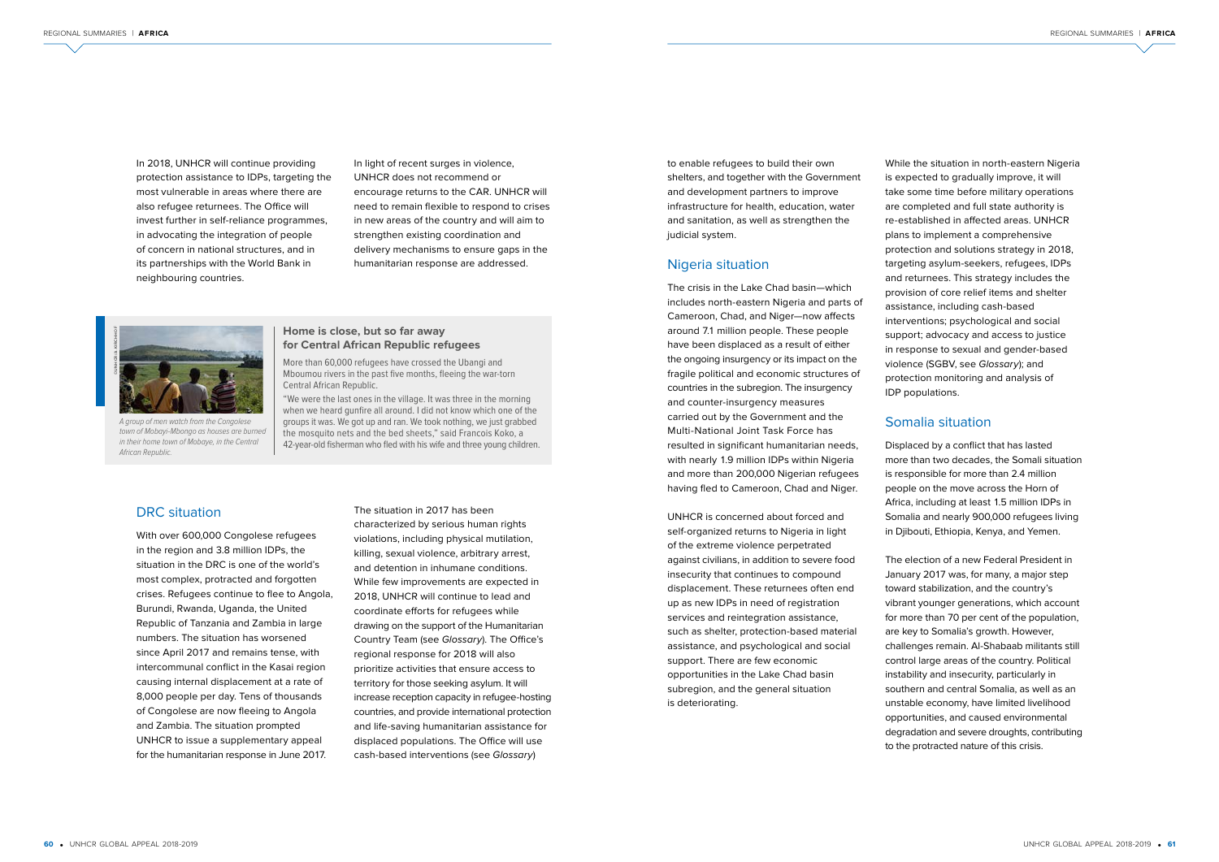In 2018, UNHCR will continue providing protection assistance to IDPs, targeting the most vulnerable in areas where there are also refugee returnees. The Office will invest further in self-reliance programmes, in advocating the integration of people of concern in national structures, and in its partnerships with the World Bank in neighbouring countries.

In light of recent surges in violence, UNHCR does not recommend or encourage returns to the CAR. UNHCR will need to remain flexible to respond to crises in new areas of the country and will aim to strengthen existing coordination and delivery mechanisms to ensure gaps in the humanitarian response are addressed.

*A group of men watch from the Congolese town of Mobayi-Mbongo as houses are burned in their home town of Mobaye, in the Central African Republic.*

### Home is close, but so far away for Central African Republic refugees

More than 60,000 refugees have crossed the Ubangi and Mboumou rivers in the past five months, fleeing the war-torn Central African Republic.

"We were the last ones in the village. It was three in the morning when we heard gunfire all around. I did not know which one of the groups it was. We got up and ran. We took nothing, we just grabbed the mosquito nets and the bed sheets," said Francois Koko, a 42-year-old fisherman who fled with his wife and three young children.

## DRC situation

With over 600,000 Congolese refugees in the region and 3.8 million IDPs, the situation in the DRC is one of the world's most complex, protracted and forgotten crises. Refugees continue to flee to Angola, Burundi, Rwanda, Uganda, the United Republic of Tanzania and Zambia in large numbers. The situation has worsened since April 2017 and remains tense, with intercommunal conflict in the Kasai region causing internal displacement at a rate of 8,000 people per day. Tens of thousands of Congolese are now fleeing to Angola and Zambia. The situation prompted UNHCR to issue a supplementary appeal for the humanitarian response in June 2017.

The situation in 2017 has been characterized by serious human rights violations, including physical mutilation, killing, sexual violence, arbitrary arrest, and detention in inhumane conditions. While few improvements are expected in 2018, UNHCR will continue to lead and coordinate efforts for refugees while drawing on the support of the Humanitarian Country Team (see *Glossary*). The Office's regional response for 2018 will also prioritize activities that ensure access to territory for those seeking asylum. It will increase reception capacity in refugee-hosting countries, and provide international protection and life-saving humanitarian assistance for displaced populations. The Office will use cash-based interventions (see *Glossary*) to enable refugees to build their own shelters, and together with the Government and development partners to improve infrastructure for health, education, water and sanitation, as well as strengthen the judicial system.

## Nigeria situation

The crisis in the Lake Chad basin—which includes north-eastern Nigeria and parts of Cameroon, Chad, and Niger—now affects around 7.1 million people. These people have been displaced as a result of either the ongoing insurgency or its impact on the fragile political and economic structures of countries in the subregion. The insurgency and counter-insurgency measures carried out by the Government and the Multi-National Joint Task Force has resulted in significant humanitarian needs, with nearly 1.9 million IDPs within Nigeria and more than 200,000 Nigerian refugees having fled to Cameroon, Chad and Niger.

UNHCR is concerned about forced and self-organized returns to Nigeria in light of the extreme violence perpetrated against civilians, in addition to severe food insecurity that continues to compound displacement. These returnees often end up as new IDPs in need of registration services and reintegration assistance, such as shelter, protection-based material assistance, and psychological and social support. There are few economic opportunities in the Lake Chad basin subregion, and the general situation is deteriorating.

While the situation in north-eastern Nigeria is expected to gradually improve, it will take some time before military operations are completed and full state authority is re-established in affected areas. UNHCR plans to implement a comprehensive protection and solutions strategy in 2018, targeting asylum-seekers, refugees, IDPs and returnees. This strategy includes the provision of core relief items and shelter assistance, including cash-based interventions; psychological and social support; advocacy and access to justice in response to sexual and gender-based violence (SGBV, see *Glossary*); and protection monitoring and analysis of IDP populations.

## Somalia situation

Displaced by a conflict that has lasted more than two decades, the Somali situation is responsible for more than 2.4 million people on the move across the Horn of Africa, including at least 1.5 million IDPs in Somalia and nearly 900,000 refugees living in Djibouti, Ethiopia, Kenya, and Yemen.

The election of a new Federal President in January 2017 was, for many, a major step toward stabilization, and the country's vibrant younger generations, which account for more than 70 per cent of the population, are key to Somalia's growth. However, challenges remain. Al-Shabaab militants still control large areas of the country. Political instability and insecurity, particularly in southern and central Somalia, as well as an unstable economy, have limited livelihood opportunities, and caused environmental degradation and severe droughts, contributing to the protracted nature of this crisis.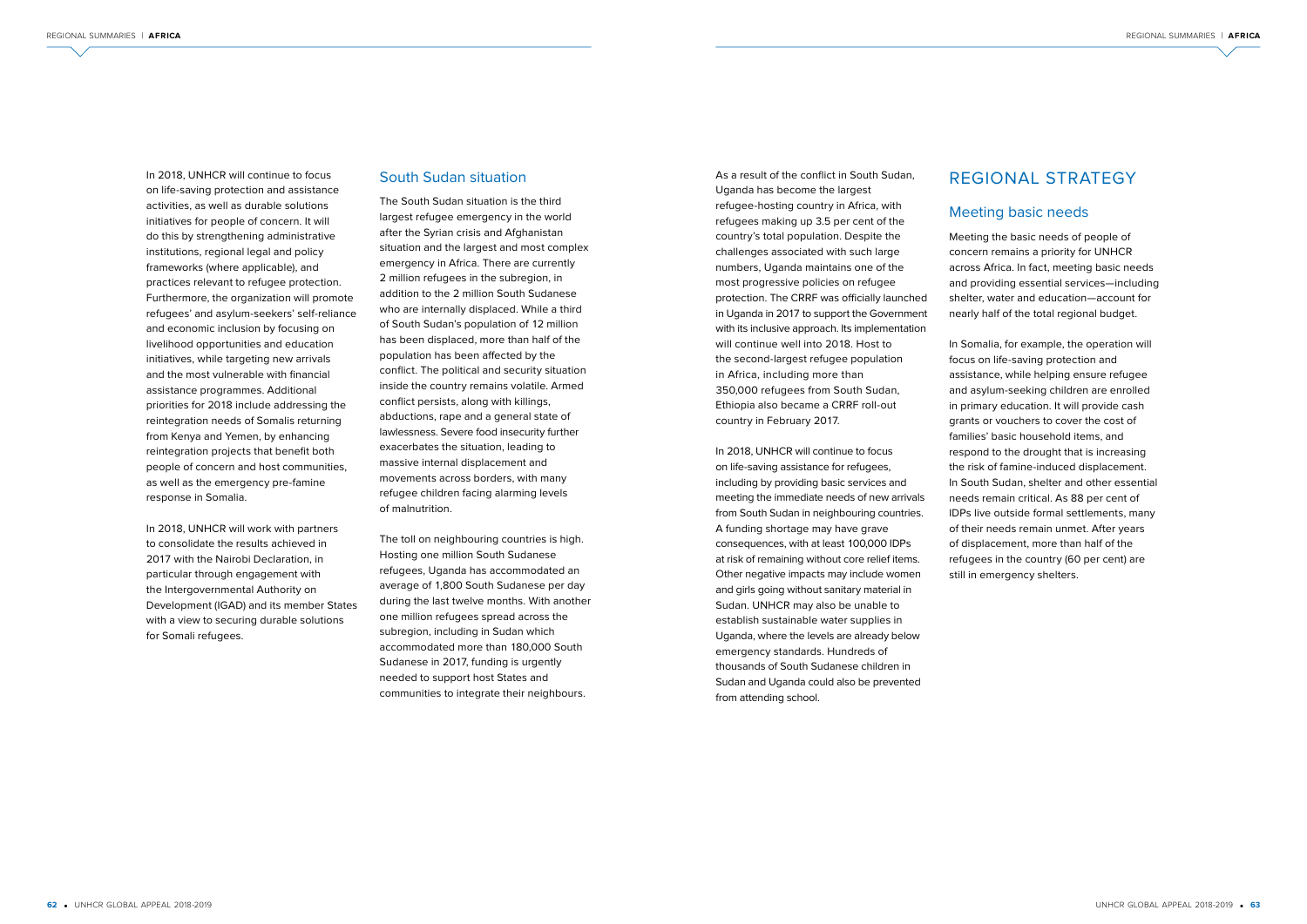In 2018, UNHCR will continue to focus on life-saving protection and assistance activities, as well as durable solutions initiatives for people of concern. It will do this by strengthening administrative institutions, regional legal and policy frameworks (where applicable), and practices relevant to refugee protection. Furthermore, the organization will promote refugees' and asylum-seekers' self-reliance and economic inclusion by focusing on livelihood opportunities and education initiatives, while targeting new arrivals and the most vulnerable with financial assistance programmes. Additional priorities for 2018 include addressing the reintegration needs of Somalis returning from Kenya and Yemen, by enhancing reintegration projects that benefit both people of concern and host communities, as well as the emergency pre-famine response in Somalia.

In 2018, UNHCR will work with partners to consolidate the results achieved in 2017 with the Nairobi Declaration, in particular through engagement with the Intergovernmental Authority on Development (IGAD) and its member States with a view to securing durable solutions for Somali refugees.

## South Sudan situation

The South Sudan situation is the third largest refugee emergency in the world after the Syrian crisis and Afghanistan situation and the largest and most complex emergency in Africa. There are currently 2 million refugees in the subregion, in addition to the 2 million South Sudanese who are internally displaced. While a third of South Sudan's population of 12 million has been displaced, more than half of the population has been affected by the conflict. The political and security situation inside the country remains volatile. Armed conflict persists, along with killings, abductions, rape and a general state of lawlessness. Severe food insecurity further exacerbates the situation, leading to massive internal displacement and movements across borders, with many refugee children facing alarming levels of malnutrition.

The toll on neighbouring countries is high. Hosting one million South Sudanese refugees, Uganda has accommodated an average of 1,800 South Sudanese per day during the last twelve months. With another one million refugees spread across the subregion, including in Sudan which accommodated more than 180,000 South Sudanese in 2017, funding is urgently needed to support host States and communities to integrate their neighbours.

As a result of the conflict in South Sudan, Uganda has become the largest refugee-hosting country in Africa, with refugees making up 3.5 per cent of the country's total population. Despite the challenges associated with such large numbers, Uganda maintains one of the most progressive policies on refugee protection. The CRRF was officially launched in Uganda in 2017 to support the Government with its inclusive approach. Its implementation will continue well into 2018. Host to the second-largest refugee population in Africa, including more than 350,000 refugees from South Sudan, Ethiopia also became a CRRF roll-out country in February 2017.

In 2018, UNHCR will continue to focus on life-saving assistance for refugees, including by providing basic services and meeting the immediate needs of new arrivals from South Sudan in neighbouring countries. A funding shortage may have grave consequences, with at least 100,000 IDPs at risk of remaining without core relief items. Other negative impacts may include women and girls going without sanitary material in Sudan. UNHCR may also be unable to establish sustainable water supplies in Uganda, where the levels are already below emergency standards. Hundreds of thousands of South Sudanese children in Sudan and Uganda could also be prevented from attending school.

# REGIONAL STRATEGY

## Meeting basic needs

Meeting the basic needs of people of concern remains a priority for UNHCR across Africa. In fact, meeting basic needs and providing essential services—including shelter, water and education—account for nearly half of the total regional budget.

In Somalia, for example, the operation will focus on life-saving protection and assistance, while helping ensure refugee and asylum-seeking children are enrolled in primary education. It will provide cash grants or vouchers to cover the cost of families' basic household items, and respond to the drought that is increasing the risk of famine-induced displacement. In South Sudan, shelter and other essential needs remain critical. As 88 per cent of IDPs live outside formal settlements, many of their needs remain unmet. After years of displacement, more than half of the refugees in the country (60 per cent) are still in emergency shelters.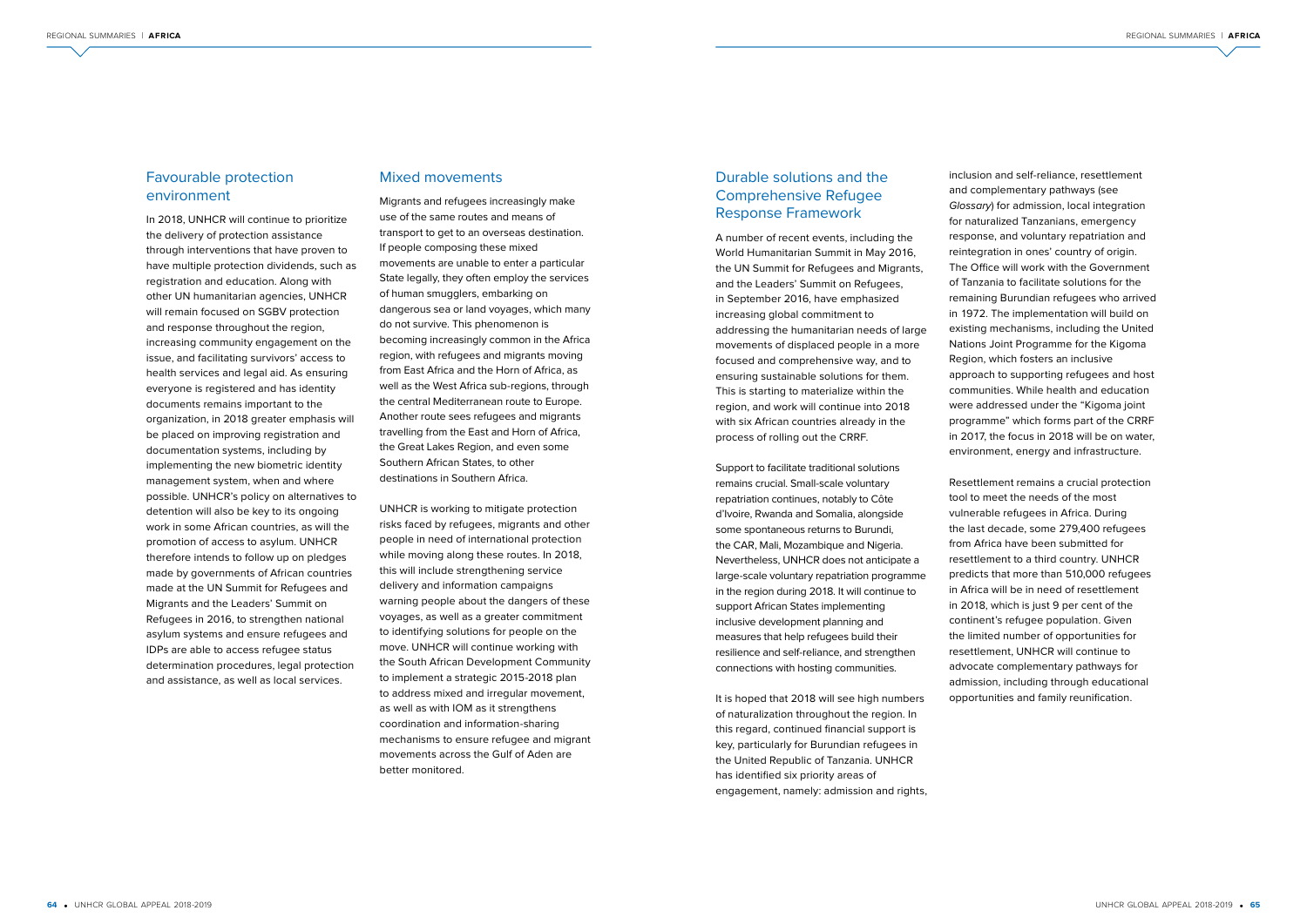## Favourable protection environment

In 2018, UNHCR will continue to prioritize the delivery of protection assistance through interventions that have proven to have multiple protection dividends, such as registration and education. Along with other UN humanitarian agencies, UNHCR will remain focused on SGBV protection and response throughout the region, increasing community engagement on the issue, and facilitating survivors' access to health services and legal aid. As ensuring everyone is registered and has identity documents remains important to the organization, in 2018 greater emphasis will be placed on improving registration and documentation systems, including by implementing the new biometric identity management system, when and where possible. UNHCR's policy on alternatives to detention will also be key to its ongoing work in some African countries, as will the promotion of access to asylum. UNHCR therefore intends to follow up on pledges made by governments of African countries made at the UN Summit for Refugees and Migrants and the Leaders' Summit on Refugees in 2016, to strengthen national asylum systems and ensure refugees and IDPs are able to access refugee status determination procedures, legal protection and assistance, as well as local services.

## Mixed movements

Migrants and refugees increasingly make use of the same routes and means of transport to get to an overseas destination. If people composing these mixed movements are unable to enter a particular State legally, they often employ the services of human smugglers, embarking on dangerous sea or land voyages, which many do not survive. This phenomenon is becoming increasingly common in the Africa region, with refugees and migrants moving from East Africa and the Horn of Africa, as well as the West Africa sub-regions, through the central Mediterranean route to Europe. Another route sees refugees and migrants travelling from the East and Horn of Africa, the Great Lakes Region, and even some Southern African States, to other destinations in Southern Africa.

UNHCR is working to mitigate protection risks faced by refugees, migrants and other people in need of international protection while moving along these routes. In 2018, this will include strengthening service delivery and information campaigns warning people about the dangers of these voyages, as well as a greater commitment to identifying solutions for people on the move. UNHCR will continue working with the South African Development Community to implement a strategic 2015-2018 plan to address mixed and irregular movement, as well as with IOM as it strengthens coordination and information-sharing mechanisms to ensure refugee and migrant movements across the Gulf of Aden are better monitored.

## Durable solutions and the Comprehensive Refugee Response Framework

A number of recent events, including the World Humanitarian Summit in May 2016, the UN Summit for Refugees and Migrants, and the Leaders' Summit on Refugees, in September 2016, have emphasized increasing global commitment to addressing the humanitarian needs of large movements of displaced people in a more focused and comprehensive way, and to ensuring sustainable solutions for them. This is starting to materialize within the region, and work will continue into 2018 with six African countries already in the process of rolling out the CRRF.

Support to facilitate traditional solutions remains crucial. Small-scale voluntary repatriation continues, notably to Côte d'Ivoire, Rwanda and Somalia, alongside some spontaneous returns to Burundi, the CAR, Mali, Mozambique and Nigeria. Nevertheless, UNHCR does not anticipate a large-scale voluntary repatriation programme in the region during 2018. It will continue to support African States implementing inclusive development planning and measures that help refugees build their resilience and self-reliance, and strengthen connections with hosting communities.

It is hoped that 2018 will see high numbers of naturalization throughout the region. In this regard, continued financial support is key, particularly for Burundian refugees in the United Republic of Tanzania. UNHCR has identified six priority areas of engagement, namely: admission and rights, inclusion and self-reliance, resettlement and complementary pathways (see *Glossary*) for admission, local integration for naturalized Tanzanians, emergency response, and voluntary repatriation and reintegration in ones' country of origin. The Office will work with the Government of Tanzania to facilitate solutions for the remaining Burundian refugees who arrived in 1972. The implementation will build on existing mechanisms, including the United Nations Joint Programme for the Kigoma Region, which fosters an inclusive approach to supporting refugees and host communities. While health and education were addressed under the "Kigoma joint programme" which forms part of the CRRF in 2017, the focus in 2018 will be on water, environment, energy and infrastructure.

Resettlement remains a crucial protection tool to meet the needs of the most vulnerable refugees in Africa. During the last decade, some 279,400 refugees from Africa have been submitted for resettlement to a third country. UNHCR predicts that more than 510,000 refugees in Africa will be in need of resettlement in 2018, which is just 9 per cent of the continent's refugee population. Given the limited number of opportunities for resettlement, UNHCR will continue to advocate complementary pathways for admission, including through educational opportunities and family reunification.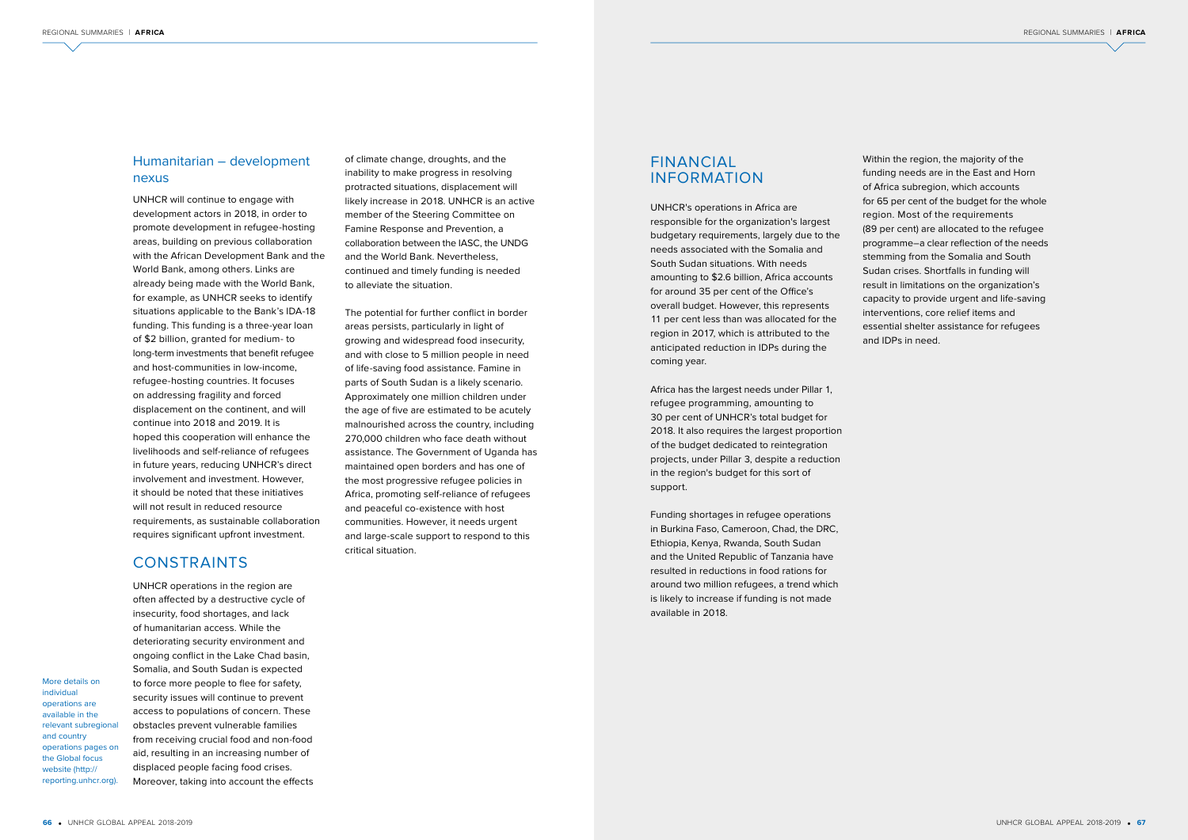## Humanitarian – development nexus

UNHCR will continue to engage with development actors in 2018, in order to promote development in refugee-hosting areas, building on previous collaboration with the African Development Bank and the World Bank, among others. Links are already being made with the World Bank, for example, as UNHCR seeks to identify situations applicable to the Bank's IDA-18 funding. This funding is a three-year loan of $2 billion, granted for medium- to long-term investments that benefit refugee and host-communities in low-income, refugee-hosting countries. It focuses on addressing fragility and forced displacement on the continent, and will continue into 2018 and 2019. It is hoped this cooperation will enhance the livelihoods and self-reliance of refugees in future years, reducing UNHCR's direct involvement and investment. However, it should be noted that these initiatives will not result in reduced resource requirements, as sustainable collaboration requires significant upfront investment.

## CONSTRAINTS

UNHCR operations in the region are often affected by a destructive cycle of insecurity, food shortages, and lack of humanitarian access. While the deteriorating security environment and ongoing conflict in the Lake Chad basin, Somalia, and South Sudan is expected to force more people to flee for safety, security issues will continue to prevent access to populations of concern. These obstacles prevent vulnerable families from receiving crucial food and non-food aid, resulting in an increasing number of displaced people facing food crises. Moreover, taking into account the effects of climate change, droughts, and the inability to make progress in resolving protracted situations, displacement will likely increase in 2018. UNHCR is an active member of the Steering Committee on Famine Response and Prevention, a collaboration between the IASC, the UNDG and the World Bank. Nevertheless, continued and timely funding is needed to alleviate the situation.

More details on individual operations are available in the relevant subregional and country operations pages on the Global focus website (http://reporting.unhcr.org).

The potential for further conflict in border areas persists, particularly in light of growing and widespread food insecurity, and with close to 5 million people in need of life-saving food assistance. Famine in parts of South Sudan is a likely scenario. Approximately one million children under the age of five are estimated to be acutely malnourished across the country, including 270,000 children who face death without assistance. The Government of Uganda has maintained open borders and has one of the most progressive refugee policies in Africa, promoting self-reliance of refugees and peaceful co-existence with host communities. However, it needs urgent and large-scale support to respond to this critical situation.

## FINANCIAL INFORMATION

UNHCR's operations in Africa are responsible for the organization's largest budgetary requirements, largely due to the needs associated with the Somalia and South Sudan situations. With needs amounting to $2.6 billion, Africa accounts for around 35 per cent of the Office's overall budget. However, this represents 11 per cent less than was allocated for the region in 2017, which is attributed to the anticipated reduction in IDPs during the coming year.

Africa has the largest needs under Pillar 1, refugee programming, amounting to 30 per cent of UNHCR's total budget for 2018. It also requires the largest proportion of the budget dedicated to reintegration projects, under Pillar 3, despite a reduction in the region's budget for this sort of support.

Funding shortages in refugee operations in Burkina Faso, Cameroon, Chad, the DRC, Ethiopia, Kenya, Rwanda, South Sudan and the United Republic of Tanzania have resulted in reductions in food rations for around two million refugees, a trend which is likely to increase if funding is not made available in 2018.

Within the region, the majority of the funding needs are in the East and Horn of Africa subregion, which accounts for 65 per cent of the budget for the whole region. Most of the requirements (89 per cent) are allocated to the refugee programme—a clear reflection of the needs stemming from the Somalia and South Sudan crises. Shortfalls in funding will result in limitations on the organization's capacity to provide urgent and life-saving interventions, core relief items and essential shelter assistance for refugees and IDPs in need.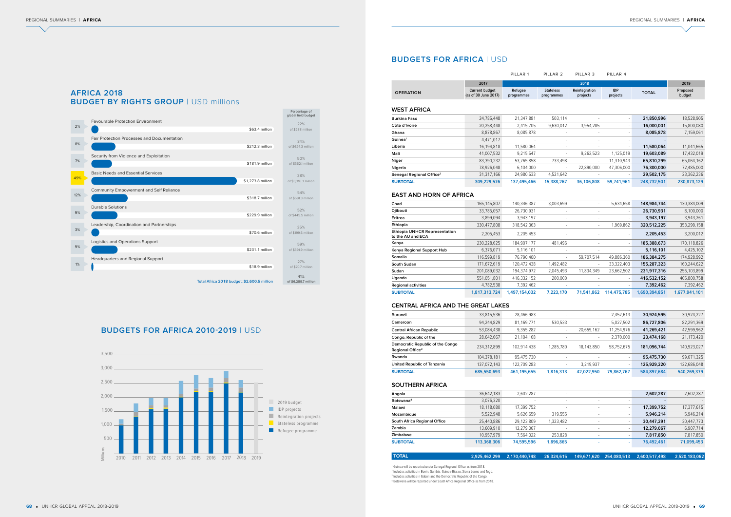## AFRICA 2018 BUDGET BY RIGHTS GROUP | USD millions

Percentage of global field budget

2% Favourable Protection Environment $63.4 million — 22% of $288 million

8% Fair Protection Processes and Documentation $212.3 million — 34% of $624.3 million

7% Security from Violence and Exploitation $181.9 million — 50% of $362.1 million

49% Basic Needs and Essential Services $1,273.8 million — 38% of $3,316.3 million

12% Community Empowerment and Self Reliance $318.7 million — 54% of $591.3 million

9% Durable Solutions $229.9 million — 52% of $445.5 million

3% Leadership, Coordination and Partnerships $70.6 million — 35% of $199.6 million

9% Logistics and Operations Support $231.1 million — 59% of $391.9 million

1% Headquarters and Regional Support $18.9 million — 27% of $70.7 million

Total Africa 2018 budget: $2,600.5 million — 41% of $6,289.7 million

## BUDGETS FOR AFRICA 2010-2019 | USD

3,500
3,000
2,500
2,000
1,500
1,000
500
Millions

2010 2011 2012 2013 2014 2015 2016 2017 2018 2019

2019 budget
IDP projects
Reintegration projects
Stateless programme
Refugee programme

## BUDGETS FOR AFRICA | USD

| | 2017 | PILLAR 1 | PILLAR 2 | PILLAR 3 | PILLAR 4 | | 2019 |
|---|---|---|---|---|---|---|---|
| | | 2018 | | | | | |
| OPERATION | Current budget (as of 30 June 2017) | Refugee programmes | Stateless programmes | Reintegration projects | IDP projects | TOTAL | Proposed budget |
| **WEST AFRICA** | | | | | | | |
| Burkina Faso | 24,785,448 | 21,347,881 | 503,114 | - | - | **21,850,996** | 18,528,905 |
| Côte d'Ivoire | 20,258,448 | 2,415,705 | 9,630,012 | 3,954,285 | - | **16,000,001** | 15,800,080 |
| Ghana | 8,878,867 | 8,085,878 | - | - | - | **8,085,878** | 7,159,061 |
| Guinea[1] | 4,471,017 | - | - | - | - | **-** | - |
| Liberia | 16,194,818 | 11,580,064 | - | - | - | **11,580,064** | 11,041,665 |
| Mali | 41,007,532 | 9,215,547 | - | 9,262,523 | 1,125,019 | **19,603,089** | 17,432,019 |
| Niger | 83,390,232 | 53,765,858 | 733,498 | - | 11,310,943 | **65,810,299** | 65,064,162 |
| Nigeria | 78,926,048 | 6,104,000 | - | 22,890,000 | 47,306,000 | **76,300,000** | 72,485,000 |
| Senegal Regional Office[2] | 31,317,166 | 24,980,533 | 4,521,642 | - | - | **29,502,175** | 23,362,236 |
| **SUBTOTAL** | **309,229,576** | **137,495,466** | **15,388,267** | **36,106,808** | **59,741,961** | **248,732,501** | **230,873,129** |
| **EAST AND HORN OF AFRICA** | | | | | | | |
| Chad | 165,145,807 | 140,346,387 | 3,003,699 | - | 5,634,658 | **148,984,744** | 130,384,009 |
| Djibouti | 33,785,057 | 26,730,931 | - | - | - | **26,730,931** | 8,100,000 |
| Eritrea | 3,899,094 | 3,943,197 | - | - | - | **3,943,197** | 3,943,261 |
| Ethiopia | 330,477,808 | 318,542,363 | - | - | 1,969,862 | **320,512,225** | 353,299,158 |
| Ethiopia UNHCR Representation to the AU and ECA | 2,205,453 | 2,205,453 | - | - | - | **2,205,453** | 3,200,012 |
| Kenya | 230,228,625 | 184,907,177 | 481,496 | - | - | **185,388,673** | 170,118,826 |
| Kenya Regional Support Hub | 6,376,071 | 5,116,101 | - | - | - | **5,116,101** | 4,425,102 |
| Somalia | 116,599,819 | 76,790,400 | - | 59,707,514 | 49,886,360 | **186,384,275** | 174,928,992 |
| South Sudan | 171,672,619 | 120,472,438 | 1,492,482 | - | 33,322,403 | **155,287,323** | 160,244,622 |
| Sudan | 201,089,032 | 194,374,972 | 2,045,493 | 11,834,349 | 23,662,502 | **231,917,316** | 256,103,899 |
| Uganda | 551,051,801 | 416,332,152 | 200,000 | - | - | **416,532,152** | 405,800,758 |
| Regional activities | 4,782,538 | 7,392,462 | - | - | - | **7,392,462** | 7,392,462 |
| **SUBTOTAL** | **1,817,313,724** | **1,497,154,032** | **7,223,170** | **71,541,862** | **114,475,785** | **1,690,394,851** | **1,677,941,101** |
| **CENTRAL AFRICA AND THE GREAT LAKES** | | | | | | | |
| Burundi | 33,815,536 | 28,466,983 | - | - | 2,457,613 | **30,924,595** | 30,924,227 |
| Cameroon | 94,244,829 | 81,169,771 | 530,533 | - | 5,027,502 | **86,727,806** | 82,291,369 |
| Central African Republic | 53,084,438 | 9,355,282 | - | 20,659,162 | 11,254,976 | **41,269,421** | 42,599,962 |
| Congo, Republic of the | 28,642,667 | 21,104,168 | - | - | 2,370,000 | **23,474,168** | 21,173,420 |
| Democratic Republic of the Congo Regional Office[3] | 234,312,899 | 102,914,438 | 1,285,780 | 18,143,850 | 58,752,675 | **181,096,744** | 140,923,027 |
| Rwanda | 104,378,181 | 95,475,730 | - | - | - | **95,475,730** | 99,671,325 |
| United Republic of Tanzania | 137,072,143 | 122,709,283 | - | 3,219,937 | - | **125,929,220** | 122,686,048 |
| **SUBTOTAL** | **685,550,693** | **461,195,655** | **1,816,313** | **42,022,950** | **79,862,767** | **584,897,684** | **540,269,379** |
| **SOUTHERN AFRICA** | | | | | | | |
| Angola | 36,642,183 | 2,602,287 | - | - | - | **2,602,287** | 2,602,287 |
| Botswana[4] | 3,076,320 | - | - | - | - | **-** | - |
| Malawi | 18,118,080 | 17,399,752 | - | - | - | **17,399,752** | 17,377,615 |
| Mozambique | 5,522,948 | 5,626,659 | 319,555 | - | - | **5,946,214** | 5,946,214 |
| South Africa Regional Office | 25,440,886 | 29,123,809 | 1,323,482 | - | - | **30,447,291** | 30,447,773 |
| Zambia | 13,609,910 | 12,279,067 | - | - | - | **12,279,067** | 6,907,714 |
| Zimbabwe | 10,957,979 | 7,564,022 | 253,828 | - | - | **7,817,850** | 7,817,850 |
| **SUBTOTAL** | **113,368,306** | **74,595,596** | **1,896,865** | **-** | **-** | **76,492,461** | **71,099,453** |
| **TOTAL** | **2,925,462,299** | **2,170,440,748** | **26,324,615** | **149,671,620** | **254,080,513** | **2,600,517,498** | **2,520,183,062** |

[1] Guinea will be reported under Senegal Regional Office as from 2018.
[2] Includes activities in Benin, Gambia, Guinea-Bissau, Sierra Leone and Togo.
[3] Includes activities in Gabon and the Democratic Republic of the Congo.
[4] Botswana will be reported under South Africa Regional Office as from 2018.